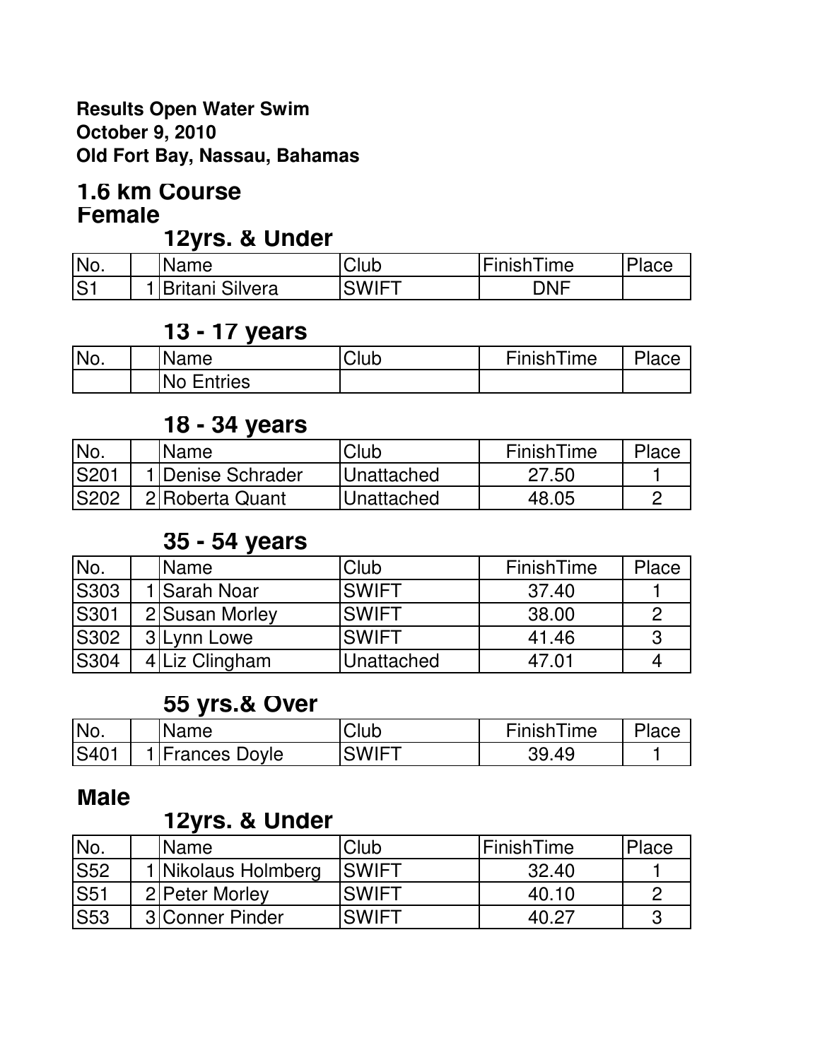**Results Open Water Swim**
**October 9, 2010**
**Old Fort Bay, Nassau, Bahamas**

## 1.6 km Course

## Female

### 12yrs. & Under

| No. | | Name | Club | FinishTime | Place |
|---|---|---|---|---|---|
| S1 | 1 | Britani Silvera | SWIFT | DNF | |

### 13 - 17 years

| No. | | Name | Club | FinishTime | Place |
|---|---|---|---|---|---|
| | | No Entries | | | |

### 18 - 34 years

| No. | | Name | Club | FinishTime | Place |
|---|---|---|---|---|---|
| S201 | 1 | Denise Schrader | Unattached | 27.50 | 1 |
| S202 | 2 | Roberta Quant | Unattached | 48.05 | 2 |

### 35 - 54 years

| No. | | Name | Club | FinishTime | Place |
|---|---|---|---|---|---|
| S303 | 1 | Sarah Noar | SWIFT | 37.40 | 1 |
| S301 | 2 | Susan Morley | SWIFT | 38.00 | 2 |
| S302 | 3 | Lynn Lowe | SWIFT | 41.46 | 3 |
| S304 | 4 | Liz Clingham | Unattached | 47.01 | 4 |

### 55 yrs.& Over

| No. | | Name | Club | FinishTime | Place |
|---|---|---|---|---|---|
| S401 | 1 | Frances Doyle | SWIFT | 39.49 | 1 |

## Male

### 12yrs. & Under

| No. | | Name | Club | FinishTime | Place |
|---|---|---|---|---|---|
| S52 | 1 | Nikolaus Holmberg | SWIFT | 32.40 | 1 |
| S51 | 2 | Peter Morley | SWIFT | 40.10 | 2 |
| S53 | 3 | Conner Pinder | SWIFT | 40.27 | 3 |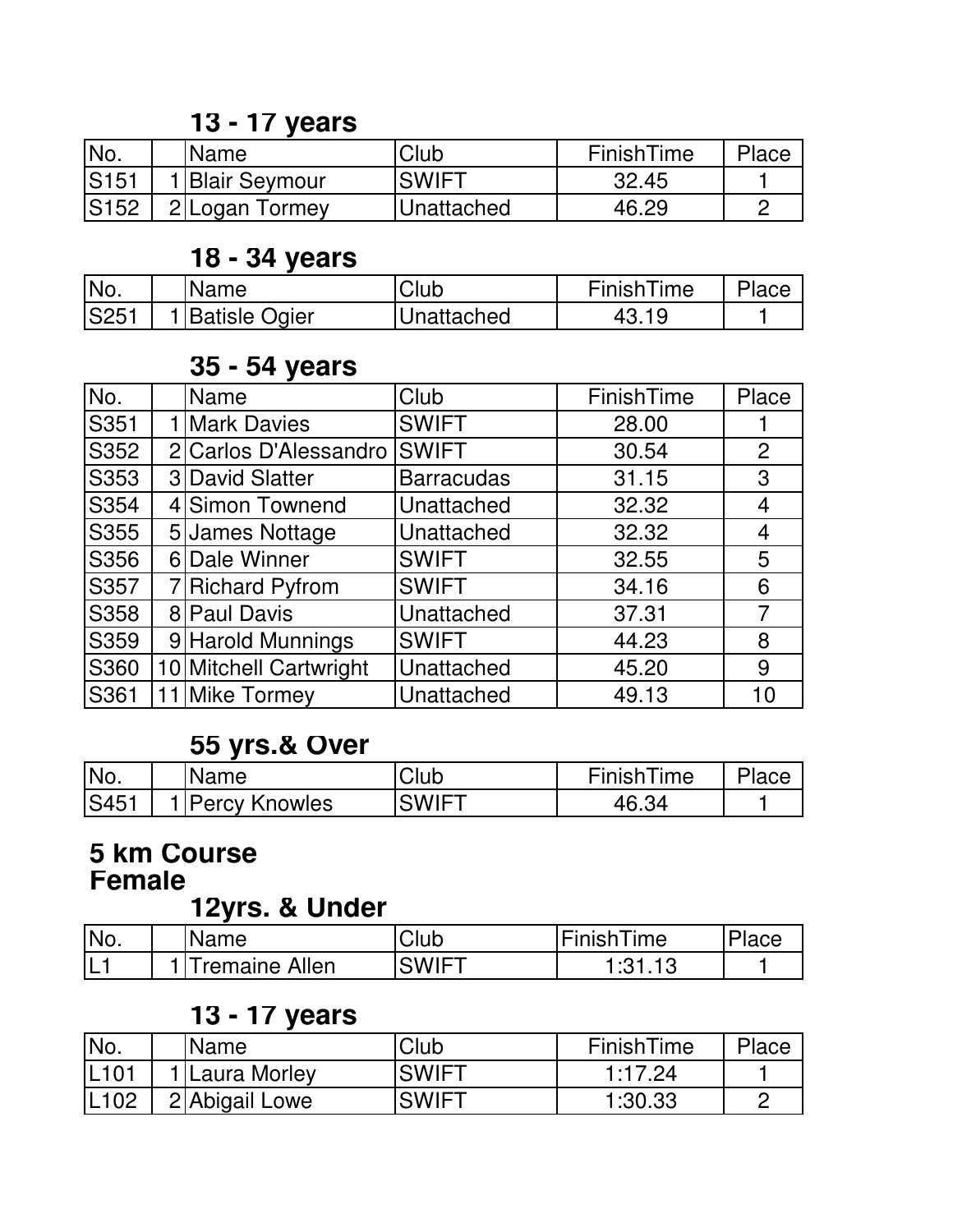### 13 - 17 years

| No. | | Name | Club | FinishTime | Place |
|---|---|---|---|---|---|
| S151 | 1 | Blair Seymour | SWIFT | 32.45 | 1 |
| S152 | 2 | Logan Tormey | Unattached | 46.29 | 2 |

### 18 - 34 years

| No. | | Name | Club | FinishTime | Place |
|---|---|---|---|---|---|
| S251 | 1 | Batisle Ogier | Unattached | 43.19 | 1 |

### 35 - 54 years

| No. | | Name | Club | FinishTime | Place |
|---|---|---|---|---|---|
| S351 | 1 | Mark Davies | SWIFT | 28.00 | 1 |
| S352 | 2 | Carlos D'Alessandro | SWIFT | 30.54 | 2 |
| S353 | 3 | David Slatter | Barracudas | 31.15 | 3 |
| S354 | 4 | Simon Townend | Unattached | 32.32 | 4 |
| S355 | 5 | James Nottage | Unattached | 32.32 | 4 |
| S356 | 6 | Dale Winner | SWIFT | 32.55 | 5 |
| S357 | 7 | Richard Pyfrom | SWIFT | 34.16 | 6 |
| S358 | 8 | Paul Davis | Unattached | 37.31 | 7 |
| S359 | 9 | Harold Munnings | SWIFT | 44.23 | 8 |
| S360 | 10 | Mitchell Cartwright | Unattached | 45.20 | 9 |
| S361 | 11 | Mike Tormey | Unattached | 49.13 | 10 |

### 55 yrs.& Over

| No. | | Name | Club | FinishTime | Place |
|---|---|---|---|---|---|
| S451 | 1 | Percy Knowles | SWIFT | 46.34 | 1 |

## 5 km Course
## Female

### 12yrs. & Under

| No. | | Name | Club | FinishTime | Place |
|---|---|---|---|---|---|
| L1 | 1 | Tremaine Allen | SWIFT | 1:31.13 | 1 |

### 13 - 17 years

| No. | | Name | Club | FinishTime | Place |
|---|---|---|---|---|---|
| L101 | 1 | Laura Morley | SWIFT | 1:17.24 | 1 |
| L102 | 2 | Abigail Lowe | SWIFT | 1:30.33 | 2 |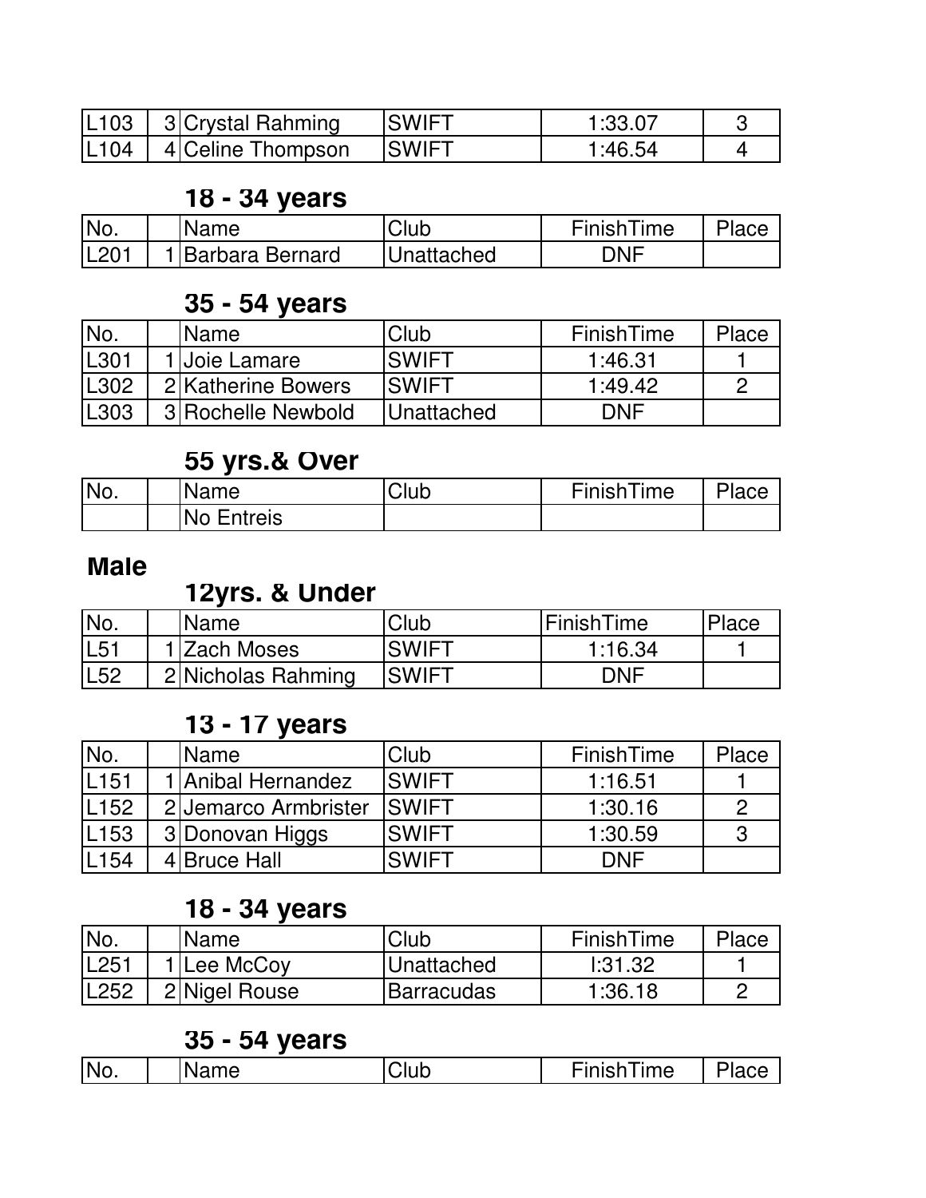| | | | | | |
|---|---|---|---|---|---|
| L103 | 3 | Crystal Rahming | SWIFT | 1:33.07 | 3 |
| L104 | 4 | Celine Thompson | SWIFT | 1:46.54 | 4 |

### 18 - 34 years

| No. | | Name | Club | FinishTime | Place |
|---|---|---|---|---|---|
| L201 | 1 | Barbara Bernard | Unattached | DNF | |

### 35 - 54 years

| No. | | Name | Club | FinishTime | Place |
|---|---|---|---|---|---|
| L301 | 1 | Joie Lamare | SWIFT | 1:46.31 | 1 |
| L302 | 2 | Katherine Bowers | SWIFT | 1:49.42 | 2 |
| L303 | 3 | Rochelle Newbold | Unattached | DNF | |

### 55 yrs.& Over

| No. | | Name | Club | FinishTime | Place |
|---|---|---|---|---|---|
| | | No Entreis | | | |

## Male

### 12yrs. & Under

| No. | | Name | Club | FinishTime | Place |
|---|---|---|---|---|---|
| L51 | 1 | Zach Moses | SWIFT | 1:16.34 | 1 |
| L52 | 2 | Nicholas Rahming | SWIFT | DNF | |

### 13 - 17 years

| No. | | Name | Club | FinishTime | Place |
|---|---|---|---|---|---|
| L151 | 1 | Anibal Hernandez | SWIFT | 1:16.51 | 1 |
| L152 | 2 | Jemarco Armbrister | SWIFT | 1:30.16 | 2 |
| L153 | 3 | Donovan Higgs | SWIFT | 1:30.59 | 3 |
| L154 | 4 | Bruce Hall | SWIFT | DNF | |

### 18 - 34 years

| No. | | Name | Club | FinishTime | Place |
|---|---|---|---|---|---|
| L251 | 1 | Lee McCoy | Unattached | I:31.32 | 1 |
| L252 | 2 | Nigel Rouse | Barracudas | 1:36.18 | 2 |

### 35 - 54 years

| No. | | Name | Club | FinishTime | Place |
|---|---|---|---|---|---|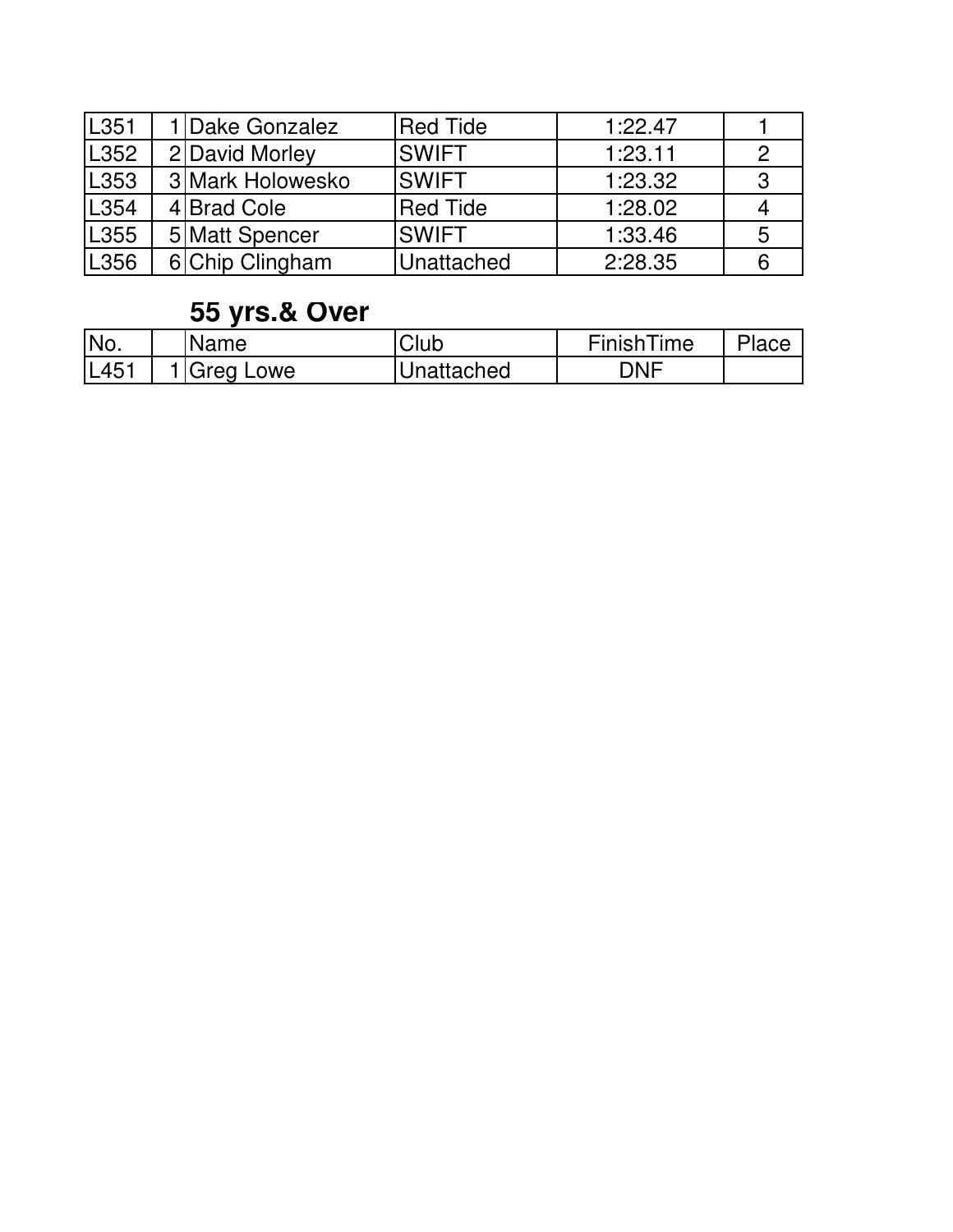| | | | | | |
|---|---|---|---|---|---|
| L351 | 1 | Dake Gonzalez | Red Tide | 1:22.47 | 1 |
| L352 | 2 | David Morley | SWIFT | 1:23.11 | 2 |
| L353 | 3 | Mark Holowesko | SWIFT | 1:23.32 | 3 |
| L354 | 4 | Brad Cole | Red Tide | 1:28.02 | 4 |
| L355 | 5 | Matt Spencer | SWIFT | 1:33.46 | 5 |
| L356 | 6 | Chip Clingham | Unattached | 2:28.35 | 6 |

## 55 yrs.& Over

| No. | | Name | Club | FinishTime | Place |
|---|---|---|---|---|---|
| L451 | 1 | Greg Lowe | Unattached | DNF | |